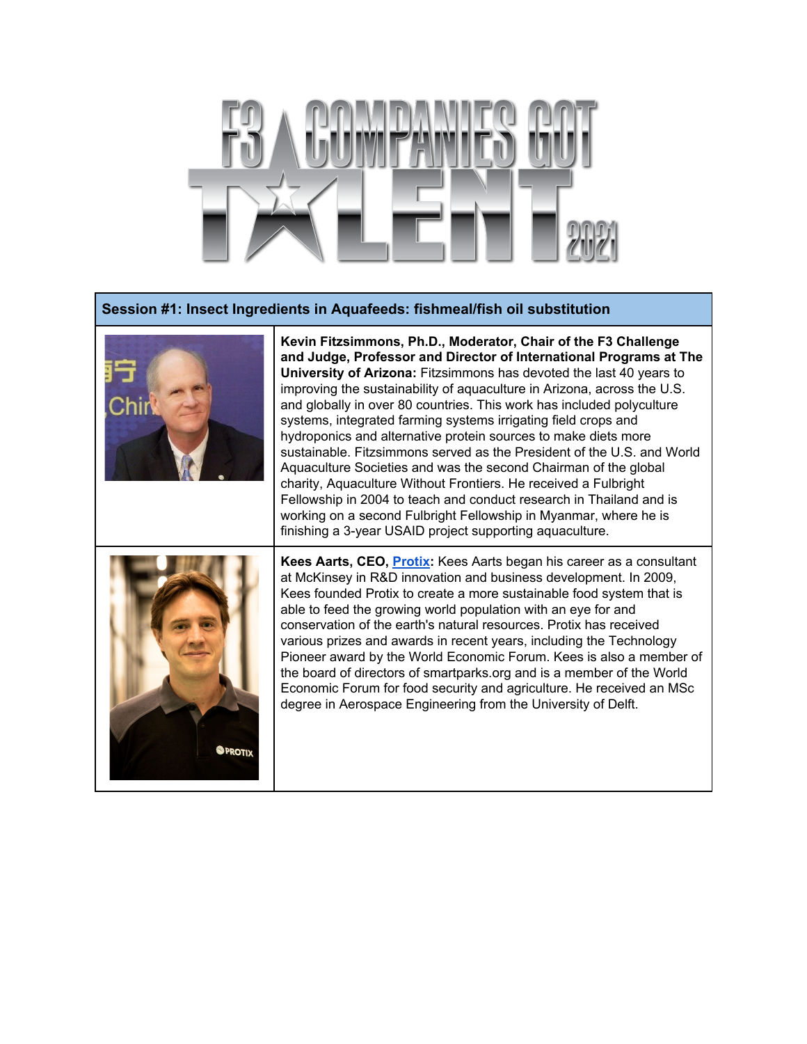# F3 COMPANIES GOT TALENT 2021

## Session #1: Insect Ingredients in Aquafeeds: fishmeal/fish oil substitution

**Kevin Fitzsimmons, Ph.D., Moderator, Chair of the F3 Challenge and Judge, Professor and Director of International Programs at The University of Arizona:** Fitzsimmons has devoted the last 40 years to improving the sustainability of aquaculture in Arizona, across the U.S. and globally in over 80 countries. This work has included polyculture systems, integrated farming systems irrigating field crops and hydroponics and alternative protein sources to make diets more sustainable. Fitzsimmons served as the President of the U.S. and World Aquaculture Societies and was the second Chairman of the global charity, Aquaculture Without Frontiers. He received a Fulbright Fellowship in 2004 to teach and conduct research in Thailand and is working on a second Fulbright Fellowship in Myanmar, where he is finishing a 3-year USAID project supporting aquaculture.

**Kees Aarts, CEO, Protix:** Kees Aarts began his career as a consultant at McKinsey in R&D innovation and business development. In 2009, Kees founded Protix to create a more sustainable food system that is able to feed the growing world population with an eye for and conservation of the earth's natural resources. Protix has received various prizes and awards in recent years, including the Technology Pioneer award by the World Economic Forum. Kees is also a member of the board of directors of smartparks.org and is a member of the World Economic Forum for food security and agriculture. He received an MSc degree in Aerospace Engineering from the University of Delft.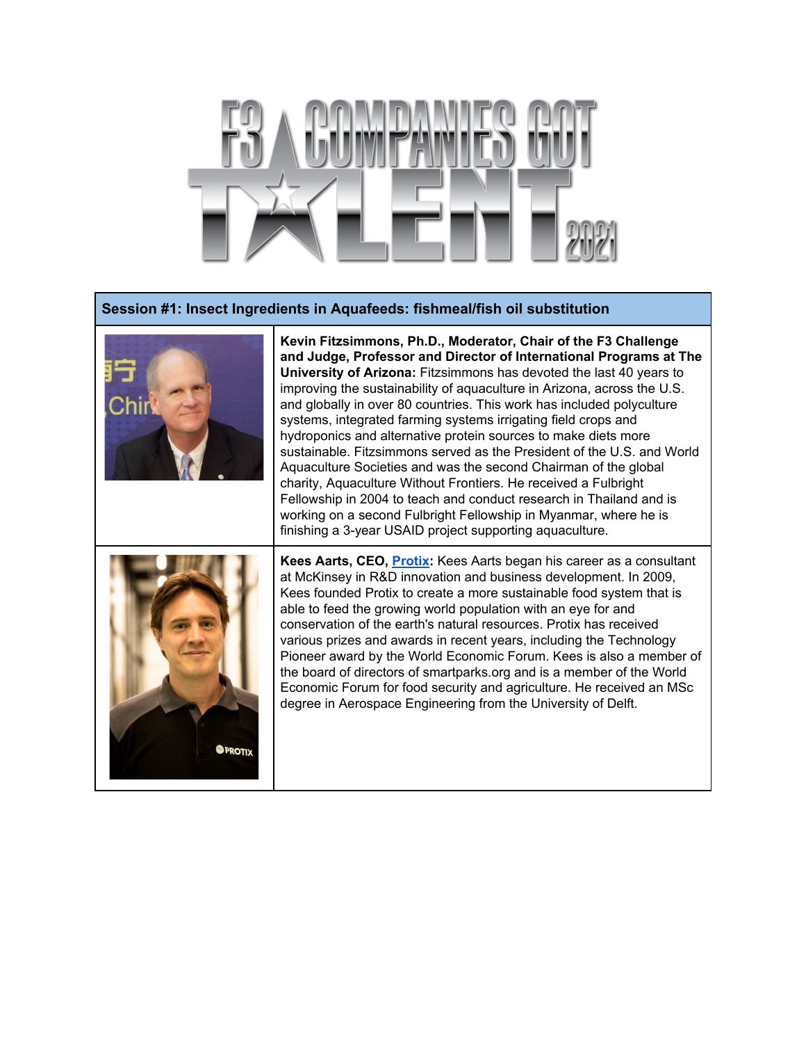# F3 COMPANIES GOT TALENT 2021

## Session #1: Insect Ingredients in Aquafeeds: fishmeal/fish oil substitution

**Kevin Fitzsimmons, Ph.D., Moderator, Chair of the F3 Challenge and Judge, Professor and Director of International Programs at The University of Arizona:** Fitzsimmons has devoted the last 40 years to improving the sustainability of aquaculture in Arizona, across the U.S. and globally in over 80 countries. This work has included polyculture systems, integrated farming systems irrigating field crops and hydroponics and alternative protein sources to make diets more sustainable. Fitzsimmons served as the President of the U.S. and World Aquaculture Societies and was the second Chairman of the global charity, Aquaculture Without Frontiers. He received a Fulbright Fellowship in 2004 to teach and conduct research in Thailand and is working on a second Fulbright Fellowship in Myanmar, where he is finishing a 3-year USAID project supporting aquaculture.

**Kees Aarts, CEO, Protix:** Kees Aarts began his career as a consultant at McKinsey in R&D innovation and business development. In 2009, Kees founded Protix to create a more sustainable food system that is able to feed the growing world population with an eye for and conservation of the earth's natural resources. Protix has received various prizes and awards in recent years, including the Technology Pioneer award by the World Economic Forum. Kees is also a member of the board of directors of smartparks.org and is a member of the World Economic Forum for food security and agriculture. He received an MSc degree in Aerospace Engineering from the University of Delft.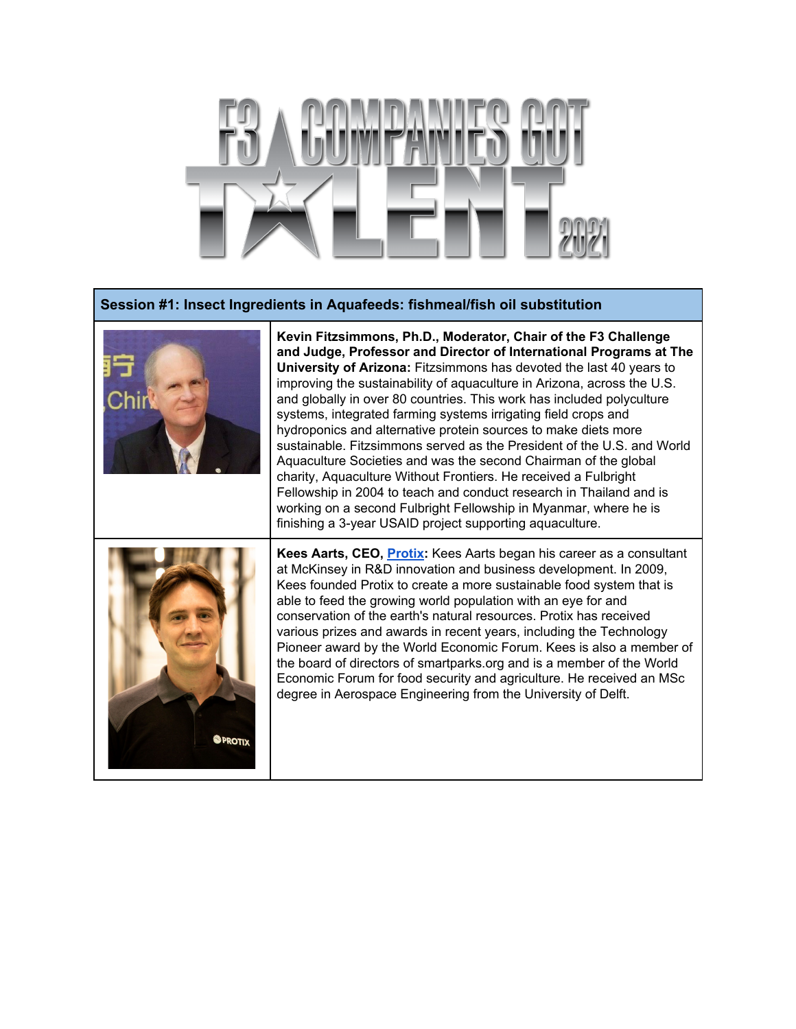# F3 COMPANIES GOT TALENT 2021

| Session #1: Insect Ingredients in Aquafeeds: fishmeal/fish oil substitution | |
|---|---|
| | **Kevin Fitzsimmons, Ph.D., Moderator, Chair of the F3 Challenge and Judge, Professor and Director of International Programs at The University of Arizona:** Fitzsimmons has devoted the last 40 years to improving the sustainability of aquaculture in Arizona, across the U.S. and globally in over 80 countries. This work has included polyculture systems, integrated farming systems irrigating field crops and hydroponics and alternative protein sources to make diets more sustainable. Fitzsimmons served as the President of the U.S. and World Aquaculture Societies and was the second Chairman of the global charity, Aquaculture Without Frontiers. He received a Fulbright Fellowship in 2004 to teach and conduct research in Thailand and is working on a second Fulbright Fellowship in Myanmar, where he is finishing a 3-year USAID project supporting aquaculture. |
| | **Kees Aarts, CEO, Protix:** Kees Aarts began his career as a consultant at McKinsey in R&D innovation and business development. In 2009, Kees founded Protix to create a more sustainable food system that is able to feed the growing world population with an eye for and conservation of the earth's natural resources. Protix has received various prizes and awards in recent years, including the Technology Pioneer award by the World Economic Forum. Kees is also a member of the board of directors of smartparks.org and is a member of the World Economic Forum for food security and agriculture. He received an MSc degree in Aerospace Engineering from the University of Delft. |